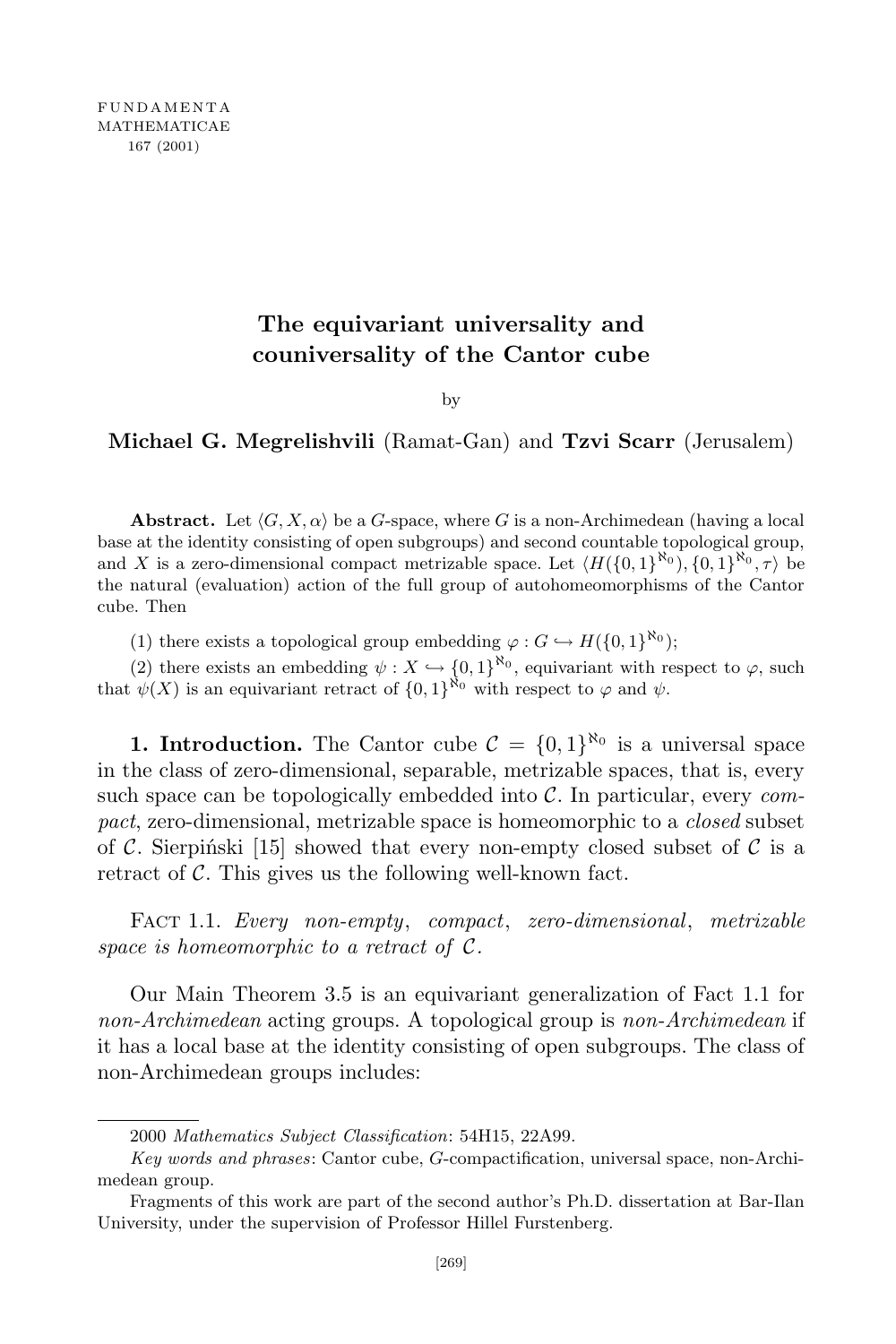# The equivariant universality and couniversality of the Cantor cube

by

**Michael G. Megrelishvili** (Ramat-Gan) and **Tzvi Scarr** (Jerusalem)

**Abstract.** Let $\langle G, X, \alpha \rangle$ be a $G$-space, where $G$ is a non-Archimedean (having a local base at the identity consisting of open subgroups) and second countable topological group, and $X$ is a zero-dimensional compact metrizable space. Let $\langle H(\{0,1\}^{\aleph_0}), \{0,1\}^{\aleph_0}, \tau \rangle$ be the natural (evaluation) action of the full group of autohomeomorphisms of the Cantor cube. Then

(1) there exists a topological group embedding $\varphi : G \hookrightarrow H(\{0,1\}^{\aleph_0})$;

(2) there exists an embedding $\psi : X \hookrightarrow \{0,1\}^{\aleph_0}$, equivariant with respect to $\varphi$, such that $\psi(X)$ is an equivariant retract of $\{0,1\}^{\aleph_0}$ with respect to $\varphi$ and $\psi$.

**1. Introduction.** The Cantor cube $\mathcal{C} = \{0,1\}^{\aleph_0}$ is a universal space in the class of zero-dimensional, separable, metrizable spaces, that is, every such space can be topologically embedded into $\mathcal{C}$. In particular, every *compact*, zero-dimensional, metrizable space is homeomorphic to a *closed* subset of $\mathcal{C}$. Sierpiński [15] showed that every non-empty closed subset of $\mathcal{C}$ is a retract of $\mathcal{C}$. This gives us the following well-known fact.

FACT 1.1. *Every non-empty, compact, zero-dimensional, metrizable space is homeomorphic to a retract of $\mathcal{C}$.*

Our Main Theorem 3.5 is an equivariant generalization of Fact 1.1 for *non-Archimedean* acting groups. A topological group is *non-Archimedean* if it has a local base at the identity consisting of open subgroups. The class of non-Archimedean groups includes:

---

2000 *Mathematics Subject Classification*: 54H15, 22A99.

*Key words and phrases*: Cantor cube, $G$-compactification, universal space, non-Archimedean group.

Fragments of this work are part of the second author's Ph.D. dissertation at Bar-Ilan University, under the supervision of Professor Hillel Furstenberg.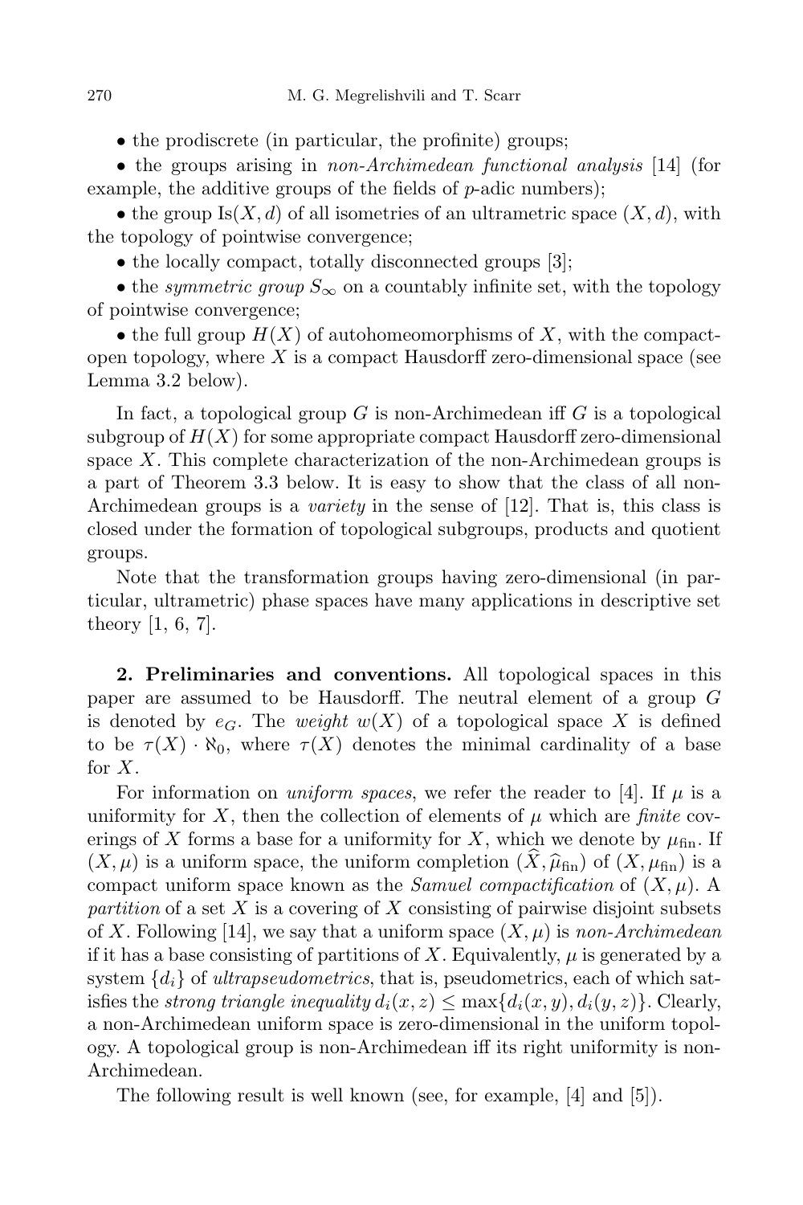- the prodiscrete (in particular, the profinite) groups;
- the groups arising in *non-Archimedean functional analysis* [14] (for example, the additive groups of the fields of $p$-adic numbers);
- the group $\mathrm{Is}(X,d)$ of all isometries of an ultrametric space $(X,d)$, with the topology of pointwise convergence;
- the locally compact, totally disconnected groups [3];
- the *symmetric group* $S_\infty$ on a countably infinite set, with the topology of pointwise convergence;
- the full group $H(X)$ of autohomeomorphisms of $X$, with the compact-open topology, where $X$ is a compact Hausdorff zero-dimensional space (see Lemma 3.2 below).

In fact, a topological group $G$ is non-Archimedean iff $G$ is a topological subgroup of $H(X)$ for some appropriate compact Hausdorff zero-dimensional space $X$. This complete characterization of the non-Archimedean groups is a part of Theorem 3.3 below. It is easy to show that the class of all non-Archimedean groups is a *variety* in the sense of [12]. That is, this class is closed under the formation of topological subgroups, products and quotient groups.

Note that the transformation groups having zero-dimensional (in particular, ultrametric) phase spaces have many applications in descriptive set theory [1, 6, 7].

**2. Preliminaries and conventions.** All topological spaces in this paper are assumed to be Hausdorff. The neutral element of a group $G$ is denoted by $e_G$. The *weight* $w(X)$ of a topological space $X$ is defined to be $\tau(X)\cdot\aleph_0$, where $\tau(X)$ denotes the minimal cardinality of a base for $X$.

For information on *uniform spaces*, we refer the reader to [4]. If $\mu$ is a uniformity for $X$, then the collection of elements of $\mu$ which are *finite* coverings of $X$ forms a base for a uniformity for $X$, which we denote by $\mu_{\mathrm{fin}}$. If $(X,\mu)$ is a uniform space, the uniform completion $(\widehat{X},\widehat{\mu}_{\mathrm{fin}})$ of $(X,\mu_{\mathrm{fin}})$ is a compact uniform space known as the *Samuel compactification* of $(X,\mu)$. A *partition* of a set $X$ is a covering of $X$ consisting of pairwise disjoint subsets of $X$. Following [14], we say that a uniform space $(X,\mu)$ is *non-Archimedean* if it has a base consisting of partitions of $X$. Equivalently, $\mu$ is generated by a system $\{d_i\}$ of *ultrapseudometrics*, that is, pseudometrics, each of which satisfies the *strong triangle inequality* $d_i(x,z)\le\max\{d_i(x,y),d_i(y,z)\}$. Clearly, a non-Archimedean uniform space is zero-dimensional in the uniform topology. A topological group is non-Archimedean iff its right uniformity is non-Archimedean.

The following result is well known (see, for example, [4] and [5]).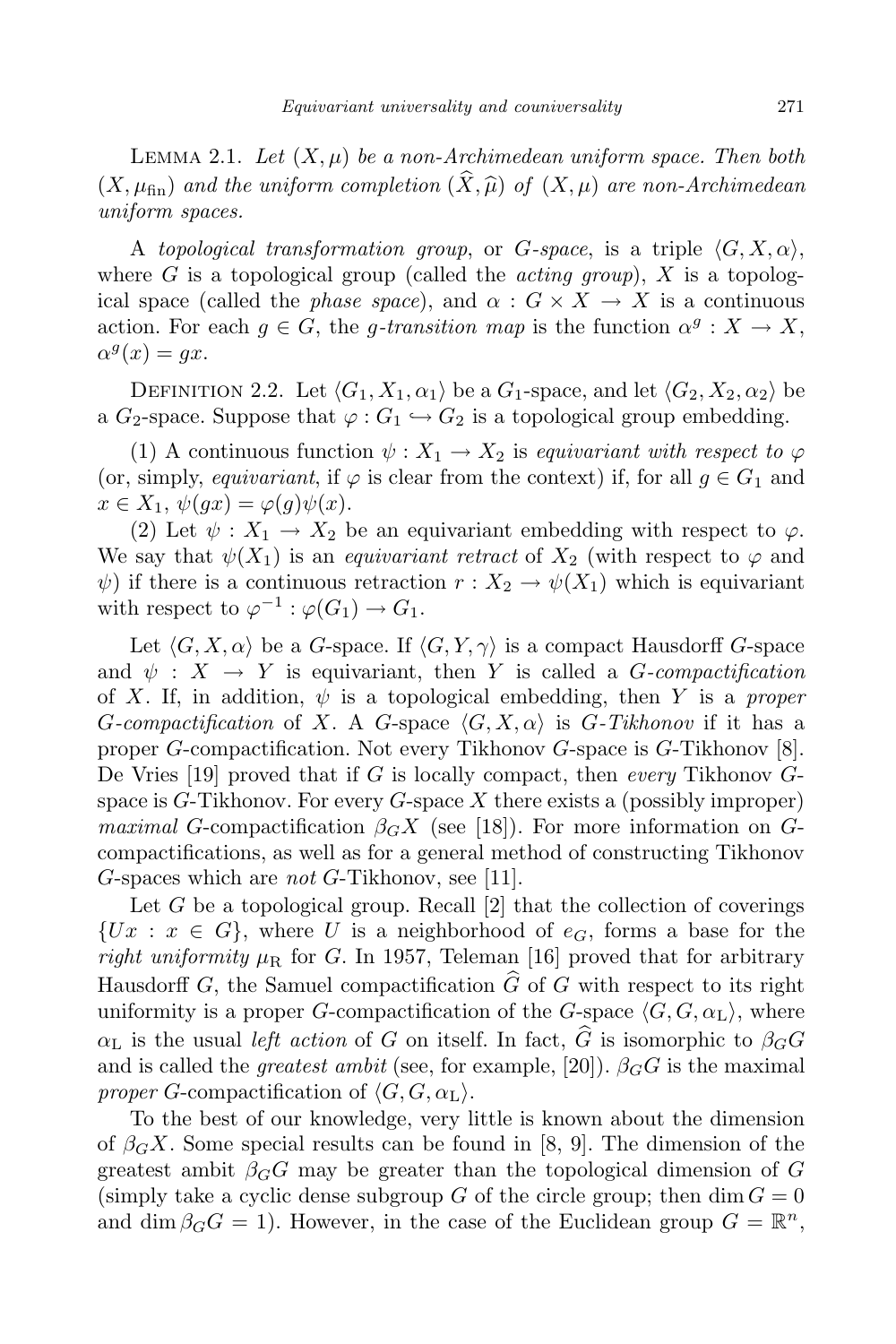Lemma 2.1. *Let $(X,\mu)$ be a non-Archimedean uniform space. Then both $(X,\mu_{\mathrm{fin}})$ and the uniform completion $(\widehat{X},\widehat{\mu})$ of $(X,\mu)$ are non-Archimedean uniform spaces.*

A *topological transformation group*, or *G-space*, is a triple $\langle G, X, \alpha\rangle$, where $G$ is a topological group (called the *acting group*), $X$ is a topological space (called the *phase space*), and $\alpha : G \times X \to X$ is a continuous action. For each $g \in G$, the *g-transition map* is the function $\alpha^g : X \to X$, $\alpha^g(x) = gx$.

Definition 2.2. Let $\langle G_1, X_1, \alpha_1\rangle$ be a $G_1$-space, and let $\langle G_2, X_2, \alpha_2\rangle$ be a $G_2$-space. Suppose that $\varphi : G_1 \hookrightarrow G_2$ is a topological group embedding.

(1) A continuous function $\psi : X_1 \to X_2$ is *equivariant with respect to* $\varphi$ (or, simply, *equivariant*, if $\varphi$ is clear from the context) if, for all $g \in G_1$ and $x \in X_1$, $\psi(gx) = \varphi(g)\psi(x)$.

(2) Let $\psi : X_1 \to X_2$ be an equivariant embedding with respect to $\varphi$. We say that $\psi(X_1)$ is an *equivariant retract* of $X_2$ (with respect to $\varphi$ and $\psi$) if there is a continuous retraction $r : X_2 \to \psi(X_1)$ which is equivariant with respect to $\varphi^{-1} : \varphi(G_1) \to G_1$.

Let $\langle G, X, \alpha\rangle$ be a $G$-space. If $\langle G, Y, \gamma\rangle$ is a compact Hausdorff $G$-space and $\psi : X \to Y$ is equivariant, then $Y$ is called a *G-compactification* of $X$. If, in addition, $\psi$ is a topological embedding, then $Y$ is a *proper G-compactification* of $X$. A $G$-space $\langle G, X, \alpha\rangle$ is *G-Tikhonov* if it has a proper $G$-compactification. Not every Tikhonov $G$-space is $G$-Tikhonov [8]. De Vries [19] proved that if $G$ is locally compact, then *every* Tikhonov $G$-space is $G$-Tikhonov. For every $G$-space $X$ there exists a (possibly improper) *maximal* $G$-compactification $\beta_G X$ (see [18]). For more information on $G$-compactifications, as well as for a general method of constructing Tikhonov $G$-spaces which are *not* $G$-Tikhonov, see [11].

Let $G$ be a topological group. Recall [2] that the collection of coverings $\{Ux : x \in G\}$, where $U$ is a neighborhood of $e_G$, forms a base for the *right uniformity* $\mu_{\mathrm{R}}$ for $G$. In 1957, Teleman [16] proved that for arbitrary Hausdorff $G$, the Samuel compactification $\widehat{G}$ of $G$ with respect to its right uniformity is a proper $G$-compactification of the $G$-space $\langle G, G, \alpha_{\mathrm{L}}\rangle$, where $\alpha_{\mathrm{L}}$ is the usual *left action* of $G$ on itself. In fact, $\widehat{G}$ is isomorphic to $\beta_G G$ and is called the *greatest ambit* (see, for example, [20]). $\beta_G G$ is the maximal *proper* $G$-compactification of $\langle G, G, \alpha_{\mathrm{L}}\rangle$.

To the best of our knowledge, very little is known about the dimension of $\beta_G X$. Some special results can be found in [8, 9]. The dimension of the greatest ambit $\beta_G G$ may be greater than the topological dimension of $G$ (simply take a cyclic dense subgroup $G$ of the circle group; then $\dim G = 0$ and $\dim \beta_G G = 1$). However, in the case of the Euclidean group $G = \mathbb{R}^n$,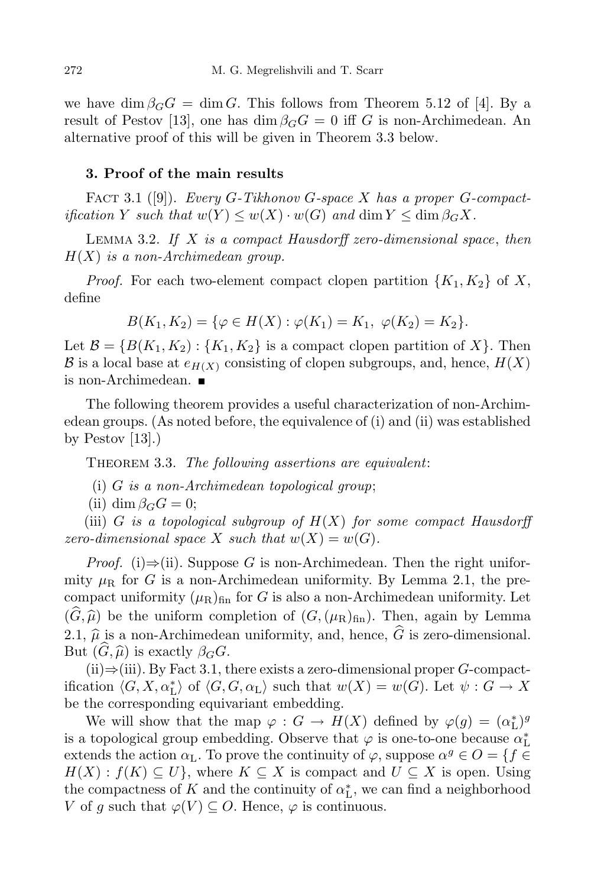we have $\dim \beta_G G = \dim G$. This follows from Theorem 5.12 of [4]. By a result of Pestov [13], one has $\dim \beta_G G = 0$ iff $G$ is non-Archimedean. An alternative proof of this will be given in Theorem 3.3 below.

## 3. Proof of the main results

FACT 3.1 ([9]). *Every $G$-Tikhonov $G$-space $X$ has a proper $G$-compactification $Y$ such that $w(Y) \leq w(X) \cdot w(G)$ and $\dim Y \leq \dim \beta_G X$.*

LEMMA 3.2. *If $X$ is a compact Hausdorff zero-dimensional space, then $H(X)$ is a non-Archimedean group.*

*Proof.* For each two-element compact clopen partition $\{K_1, K_2\}$ of $X$, define

$$B(K_1, K_2) = \{\varphi \in H(X) : \varphi(K_1) = K_1,\ \varphi(K_2) = K_2\}.$$

Let $\mathcal{B} = \{B(K_1, K_2) : \{K_1, K_2\}$ is a compact clopen partition of $X\}$. Then $\mathcal{B}$ is a local base at $e_{H(X)}$ consisting of clopen subgroups, and, hence, $H(X)$ is non-Archimedean. ∎

The following theorem provides a useful characterization of non-Archimedean groups. (As noted before, the equivalence of (i) and (ii) was established by Pestov [13].)

THEOREM 3.3. *The following assertions are equivalent*:

(i) *$G$ is a non-Archimedean topological group*;

(ii) $\dim \beta_G G = 0$;

(iii) *$G$ is a topological subgroup of $H(X)$ for some compact Hausdorff zero-dimensional space $X$ such that $w(X) = w(G)$.*

*Proof.* (i)⇒(ii). Suppose $G$ is non-Archimedean. Then the right uniformity $\mu_{\mathrm{R}}$ for $G$ is a non-Archimedean uniformity. By Lemma 2.1, the precompact uniformity $(\mu_{\mathrm{R}})_{\mathrm{fin}}$ for $G$ is also a non-Archimedean uniformity. Let $(\widehat{G}, \widehat{\mu})$ be the uniform completion of $(G, (\mu_{\mathrm{R}})_{\mathrm{fin}})$. Then, again by Lemma 2.1, $\widehat{\mu}$ is a non-Archimedean uniformity, and, hence, $\widehat{G}$ is zero-dimensional. But $(\widehat{G}, \widehat{\mu})$ is exactly $\beta_G G$.

(ii)⇒(iii). By Fact 3.1, there exists a zero-dimensional proper $G$-compactification $\langle G, X, \alpha_{\mathrm{L}}^* \rangle$ of $\langle G, G, \alpha_{\mathrm{L}} \rangle$ such that $w(X) = w(G)$. Let $\psi : G \to X$ be the corresponding equivariant embedding.

We will show that the map $\varphi : G \to H(X)$ defined by $\varphi(g) = (\alpha_{\mathrm{L}}^*)^g$ is a topological group embedding. Observe that $\varphi$ is one-to-one because $\alpha_{\mathrm{L}}^*$ extends the action $\alpha_{\mathrm{L}}$. To prove the continuity of $\varphi$, suppose $\alpha^g \in O = \{f \in H(X) : f(K) \subseteq U\}$, where $K \subseteq X$ is compact and $U \subseteq X$ is open. Using the compactness of $K$ and the continuity of $\alpha_{\mathrm{L}}^*$, we can find a neighborhood $V$ of $g$ such that $\varphi(V) \subseteq O$. Hence, $\varphi$ is continuous.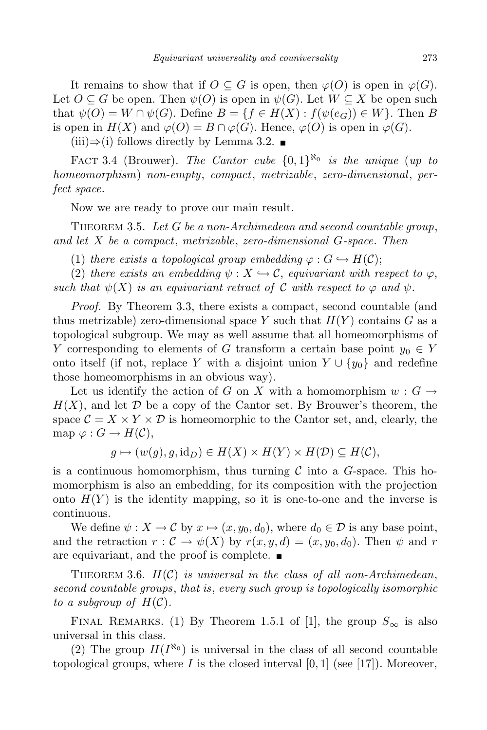It remains to show that if $O \subseteq G$ is open, then $\varphi(O)$ is open in $\varphi(G)$. Let $O \subseteq G$ be open. Then $\psi(O)$ is open in $\psi(G)$. Let $W \subseteq X$ be open such that $\psi(O) = W \cap \psi(G)$. Define $B = \{f \in H(X) : f(\psi(e_G)) \in W\}$. Then $B$ is open in $H(X)$ and $\varphi(O) = B \cap \varphi(G)$. Hence, $\varphi(O)$ is open in $\varphi(G)$.

(iii)⇒(i) follows directly by Lemma 3.2. ∎

Fact 3.4 (Brouwer). *The Cantor cube $\{0,1\}^{\aleph_0}$ is the unique (up to homeomorphism) non-empty, compact, metrizable, zero-dimensional, perfect space.*

Now we are ready to prove our main result.

Theorem 3.5. *Let $G$ be a non-Archimedean and second countable group, and let $X$ be a compact, metrizable, zero-dimensional $G$-space. Then*

(1) *there exists a topological group embedding $\varphi : G \hookrightarrow H(\mathcal{C})$;*

(2) *there exists an embedding $\psi : X \hookrightarrow \mathcal{C}$, equivariant with respect to $\varphi$, such that $\psi(X)$ is an equivariant retract of $\mathcal{C}$ with respect to $\varphi$ and $\psi$.*

*Proof.* By Theorem 3.3, there exists a compact, second countable (and thus metrizable) zero-dimensional space $Y$ such that $H(Y)$ contains $G$ as a topological subgroup. We may as well assume that all homeomorphisms of $Y$ corresponding to elements of $G$ transform a certain base point $y_0 \in Y$ onto itself (if not, replace $Y$ with a disjoint union $Y \cup \{y_0\}$ and redefine those homeomorphisms in an obvious way).

Let us identify the action of $G$ on $X$ with a homomorphism $w : G \to H(X)$, and let $\mathcal{D}$ be a copy of the Cantor set. By Brouwer's theorem, the space $\mathcal{C} = X \times Y \times \mathcal{D}$ is homeomorphic to the Cantor set, and, clearly, the map $\varphi : G \to H(\mathcal{C})$,

$$g \mapsto (w(g), g, \mathrm{id}_D) \in H(X) \times H(Y) \times H(\mathcal{D}) \subseteq H(\mathcal{C}),$$

is a continuous homomorphism, thus turning $\mathcal{C}$ into a $G$-space. This homomorphism is also an embedding, for its composition with the projection onto $H(Y)$ is the identity mapping, so it is one-to-one and the inverse is continuous.

We define $\psi : X \to \mathcal{C}$ by $x \mapsto (x, y_0, d_0)$, where $d_0 \in \mathcal{D}$ is any base point, and the retraction $r : \mathcal{C} \to \psi(X)$ by $r(x, y, d) = (x, y_0, d_0)$. Then $\psi$ and $r$ are equivariant, and the proof is complete. ∎

Theorem 3.6. *$H(\mathcal{C})$ is universal in the class of all non-Archimedean, second countable groups, that is, every such group is topologically isomorphic to a subgroup of $H(\mathcal{C})$.*

Final Remarks. (1) By Theorem 1.5.1 of [1], the group $S_\infty$ is also universal in this class.

(2) The group $H(I^{\aleph_0})$ is universal in the class of all second countable topological groups, where $I$ is the closed interval $[0,1]$ (see [17]). Moreover,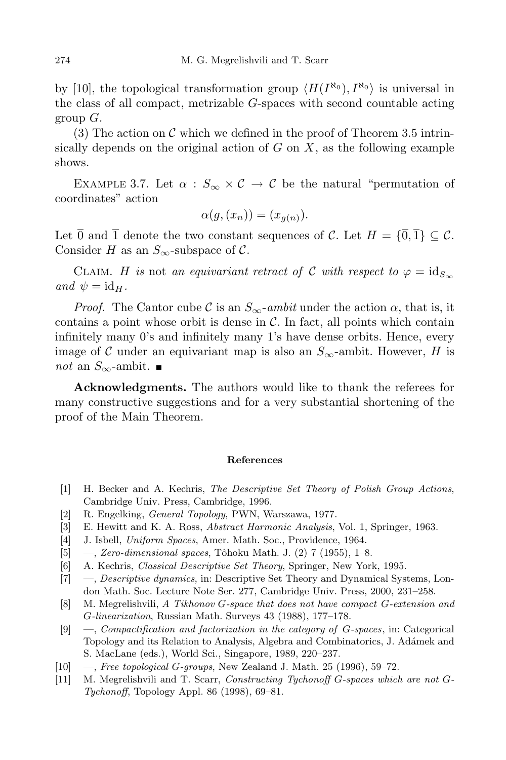by [10], the topological transformation group $\langle H(I^{\aleph_0}), I^{\aleph_0}\rangle$ is universal in the class of all compact, metrizable $G$-spaces with second countable acting group $G$.

(3) The action on $\mathcal{C}$ which we defined in the proof of Theorem 3.5 intrinsically depends on the original action of $G$ on $X$, as the following example shows.

Example 3.7. Let $\alpha : S_\infty \times \mathcal{C} \to \mathcal{C}$ be the natural "permutation of coordinates" action

$$\alpha(g,(x_n)) = (x_{g(n)}).$$

Let $\overline{0}$ and $\overline{1}$ denote the two constant sequences of $\mathcal{C}$. Let $H = \{\overline{0}, \overline{1}\} \subseteq \mathcal{C}$. Consider $H$ as an $S_\infty$-subspace of $\mathcal{C}$.

Claim. *$H$ is* not *an equivariant retract of $\mathcal{C}$ with respect to $\varphi = \mathrm{id}_{S_\infty}$ and $\psi = \mathrm{id}_H$.*

*Proof.* The Cantor cube $\mathcal{C}$ is an $S_\infty$-*ambit* under the action $\alpha$, that is, it contains a point whose orbit is dense in $\mathcal{C}$. In fact, all points which contain infinitely many 0's and infinitely many 1's have dense orbits. Hence, every image of $\mathcal{C}$ under an equivariant map is also an $S_\infty$-ambit. However, $H$ is *not* an $S_\infty$-ambit. ∎

**Acknowledgments.** The authors would like to thank the referees for many constructive suggestions and for a very substantial shortening of the proof of the Main Theorem.

## References

[1] H. Becker and A. Kechris, *The Descriptive Set Theory of Polish Group Actions*, Cambridge Univ. Press, Cambridge, 1996.

[2] R. Engelking, *General Topology*, PWN, Warszawa, 1977.

[3] E. Hewitt and K. A. Ross, *Abstract Harmonic Analysis*, Vol. 1, Springer, 1963.

[4] J. Isbell, *Uniform Spaces*, Amer. Math. Soc., Providence, 1964.

[5] —, *Zero-dimensional spaces*, Tôhoku Math. J. (2) 7 (1955), 1–8.

[6] A. Kechris, *Classical Descriptive Set Theory*, Springer, New York, 1995.

[7] —, *Descriptive dynamics*, in: Descriptive Set Theory and Dynamical Systems, London Math. Soc. Lecture Note Ser. 277, Cambridge Univ. Press, 2000, 231–258.

[8] M. Megrelishvili, *A Tikhonov G-space that does not have compact G-extension and G-linearization*, Russian Math. Surveys 43 (1988), 177–178.

[9] —, *Compactification and factorization in the category of G-spaces*, in: Categorical Topology and its Relation to Analysis, Algebra and Combinatorics, J. Adámek and S. MacLane (eds.), World Sci., Singapore, 1989, 220–237.

[10] —, *Free topological G-groups*, New Zealand J. Math. 25 (1996), 59–72.

[11] M. Megrelishvili and T. Scarr, *Constructing Tychonoff G-spaces which are not G-Tychonoff*, Topology Appl. 86 (1998), 69–81.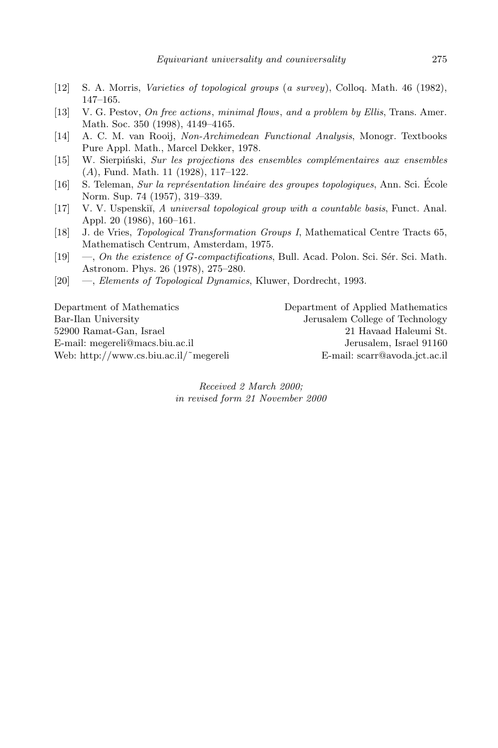[12] S. A. Morris, *Varieties of topological groups* (*a survey*), Colloq. Math. 46 (1982), 147–165.

[13] V. G. Pestov, *On free actions*, *minimal flows*, *and a problem by Ellis*, Trans. Amer. Math. Soc. 350 (1998), 4149–4165.

[14] A. C. M. van Rooij, *Non-Archimedean Functional Analysis*, Monogr. Textbooks Pure Appl. Math., Marcel Dekker, 1978.

[15] W. Sierpiński, *Sur les projections des ensembles complémentaires aux ensembles* (*A*), Fund. Math. 11 (1928), 117–122.

[16] S. Teleman, *Sur la représentation linéaire des groupes topologiques*, Ann. Sci. École Norm. Sup. 74 (1957), 319–339.

[17] V. V. Uspenskiĭ, *A universal topological group with a countable basis*, Funct. Anal. Appl. 20 (1986), 160–161.

[18] J. de Vries, *Topological Transformation Groups I*, Mathematical Centre Tracts 65, Mathematisch Centrum, Amsterdam, 1975.

[19] —, *On the existence of G-compactifications*, Bull. Acad. Polon. Sci. Sér. Sci. Math. Astronom. Phys. 26 (1978), 275–280.

[20] —, *Elements of Topological Dynamics*, Kluwer, Dordrecht, 1993.

Department of Mathematics
Bar-Ilan University
52900 Ramat-Gan, Israel
E-mail: megereli@macs.biu.ac.il
Web: http://www.cs.biu.ac.il/~megereli

Department of Applied Mathematics
Jerusalem College of Technology
21 Havaad Haleumi St.
Jerusalem, Israel 91160
E-mail: scarr@avoda.jct.ac.il

*Received 2 March 2000;*
*in revised form 21 November 2000*